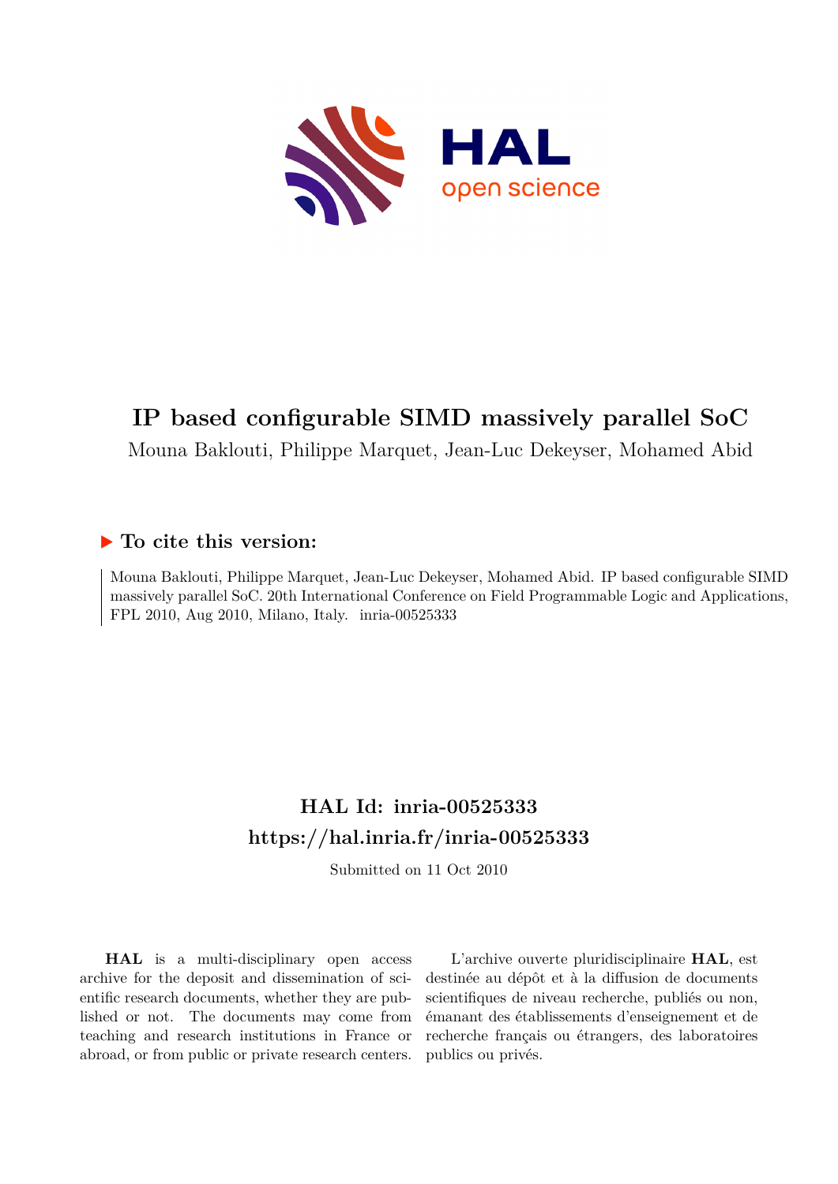# IP based configurable SIMD massively parallel SoC

Mouna Baklouti, Philippe Marquet, Jean-Luc Dekeyser, Mohamed Abid

### ▶ To cite this version:

Mouna Baklouti, Philippe Marquet, Jean-Luc Dekeyser, Mohamed Abid. IP based configurable SIMD massively parallel SoC. 20th International Conference on Field Programmable Logic and Applications, FPL 2010, Aug 2010, Milano, Italy. inria-00525333

## HAL Id: inria-00525333
## https://hal.inria.fr/inria-00525333

Submitted on 11 Oct 2010

**HAL** is a multi-disciplinary open access archive for the deposit and dissemination of scientific research documents, whether they are published or not. The documents may come from teaching and research institutions in France or abroad, or from public or private research centers.

L'archive ouverte pluridisciplinaire **HAL**, est destinée au dépôt et à la diffusion de documents scientifiques de niveau recherche, publiés ou non, émanant des établissements d'enseignement et de recherche français ou étrangers, des laboratoires publics ou privés.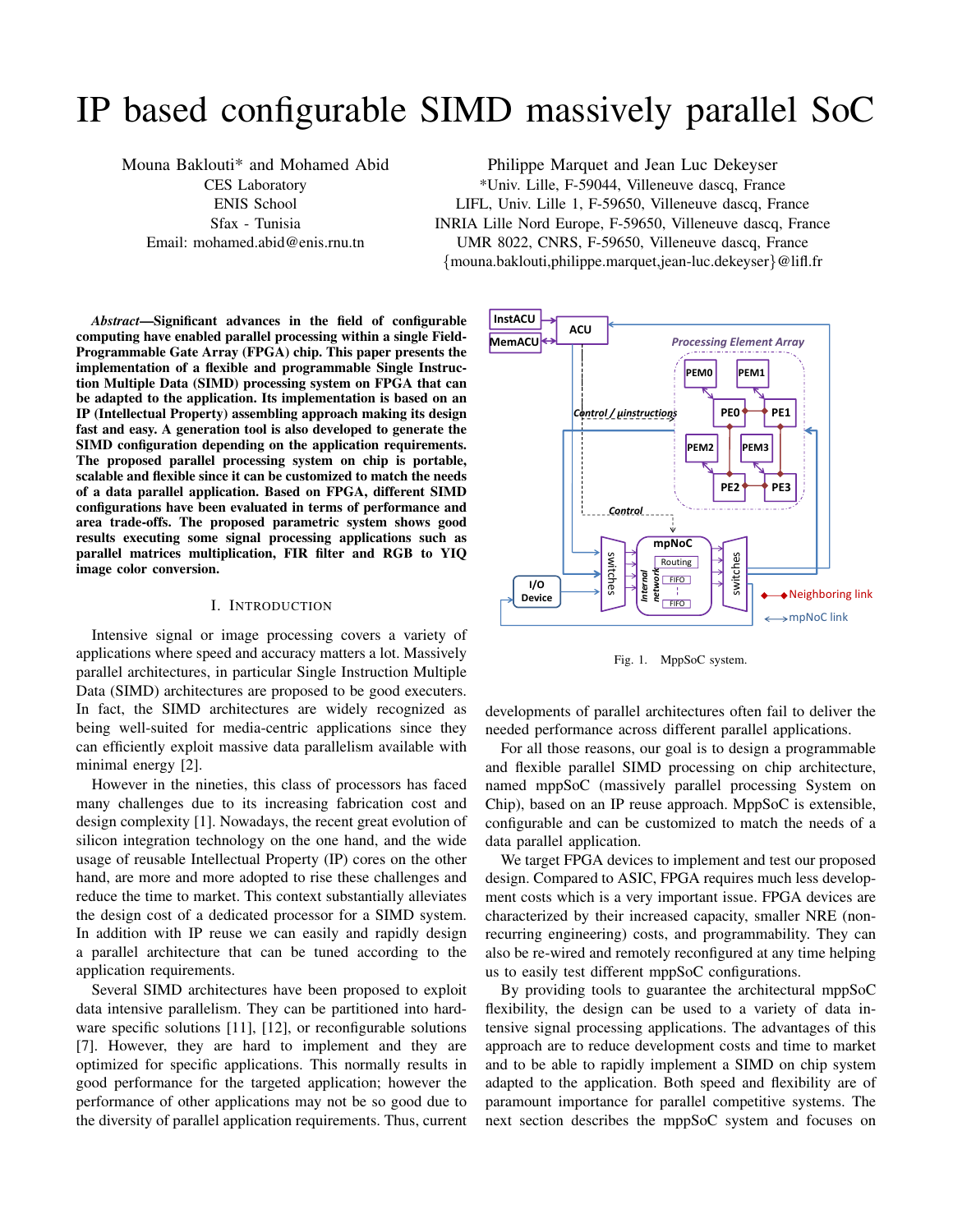# IP based configurable SIMD massively parallel SoC

Mouna Baklouti* and Mohamed Abid
CES Laboratory
ENIS School
Sfax - Tunisia
Email: mohamed.abid@enis.rnu.tn

Philippe Marquet and Jean Luc Dekeyser
*Univ. Lille, F-59044, Villeneuve dascq, France
LIFL, Univ. Lille 1, F-59650, Villeneuve dascq, France
INRIA Lille Nord Europe, F-59650, Villeneuve dascq, France
UMR 8022, CNRS, F-59650, Villeneuve dascq, France
{mouna.baklouti,philippe.marquet,jean-luc.dekeyser}@lifl.fr

***Abstract*—Significant advances in the field of configurable computing have enabled parallel processing within a single Field-Programmable Gate Array (FPGA) chip. This paper presents the implementation of a flexible and programmable Single Instruction Multiple Data (SIMD) processing system on FPGA that can be adapted to the application. Its implementation is based on an IP (Intellectual Property) assembling approach making its design fast and easy. A generation tool is also developed to generate the SIMD configuration depending on the application requirements. The proposed parallel processing system on chip is portable, scalable and flexible since it can be customized to match the needs of a data parallel application. Based on FPGA, different SIMD configurations have been evaluated in terms of performance and area trade-offs. The proposed parametric system shows good results executing some signal processing applications such as parallel matrices multiplication, FIR filter and RGB to YIQ image color conversion.**

## I. Introduction

Intensive signal or image processing covers a variety of applications where speed and accuracy matters a lot. Massively parallel architectures, in particular Single Instruction Multiple Data (SIMD) architectures are proposed to be good executers. In fact, the SIMD architectures are widely recognized as being well-suited for media-centric applications since they can efficiently exploit massive data parallelism available with minimal energy [2].

However in the nineties, this class of processors has faced many challenges due to its increasing fabrication cost and design complexity [1]. Nowadays, the recent great evolution of silicon integration technology on the one hand, and the wide usage of reusable Intellectual Property (IP) cores on the other hand, are more and more adopted to rise these challenges and reduce the time to market. This context substantially alleviates the design cost of a dedicated processor for a SIMD system. In addition with IP reuse we can easily and rapidly design a parallel architecture that can be tuned according to the application requirements.

Several SIMD architectures have been proposed to exploit data intensive parallelism. They can be partitioned into hardware specific solutions [11], [12], or reconfigurable solutions [7]. However, they are hard to implement and they are optimized for specific applications. This normally results in good performance for the targeted application; however the performance of other applications may not be so good due to the diversity of parallel application requirements. Thus, current developments of parallel architectures often fail to deliver the needed performance across different parallel applications.

Fig. 1. MppSoC system.

For all those reasons, our goal is to design a programmable and flexible parallel SIMD processing on chip architecture, named mppSoC (massively parallel processing System on Chip), based on an IP reuse approach. MppSoC is extensible, configurable and can be customized to match the needs of a data parallel application.

We target FPGA devices to implement and test our proposed design. Compared to ASIC, FPGA requires much less development costs which is a very important issue. FPGA devices are characterized by their increased capacity, smaller NRE (non-recurring engineering) costs, and programmability. They can also be re-wired and remotely reconfigured at any time helping us to easily test different mppSoC configurations.

By providing tools to guarantee the architectural mppSoC flexibility, the design can be used to a variety of data intensive signal processing applications. The advantages of this approach are to reduce development costs and time to market and to be able to rapidly implement a SIMD on chip system adapted to the application. Both speed and flexibility are of paramount importance for parallel competitive systems. The next section describes the mppSoC system and focuses on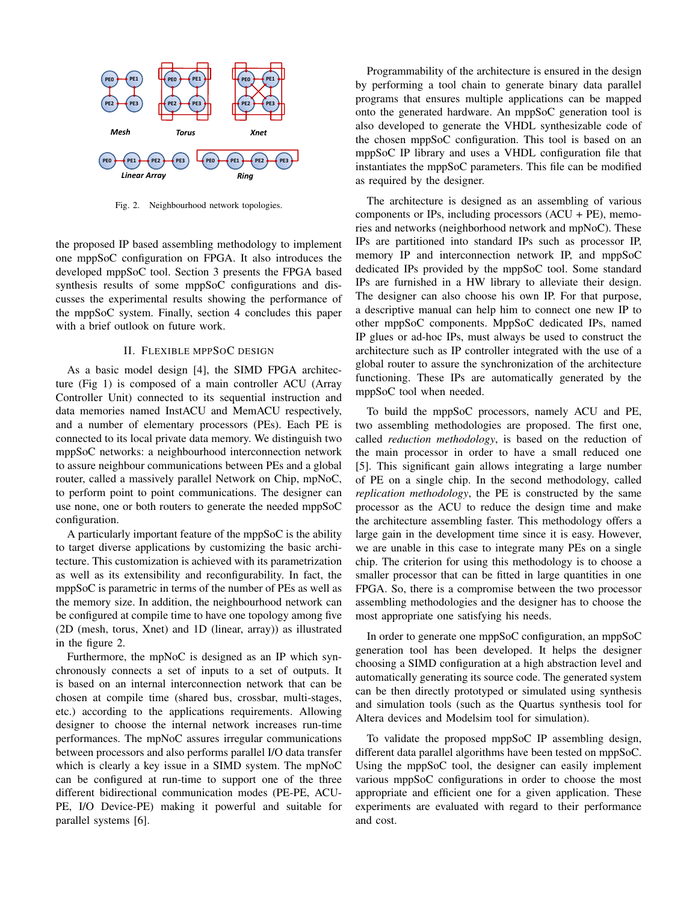Fig. 2. Neighbourhood network topologies.

the proposed IP based assembling methodology to implement one mppSoC configuration on FPGA. It also introduces the developed mppSoC tool. Section 3 presents the FPGA based synthesis results of some mppSoC configurations and discusses the experimental results showing the performance of the mppSoC system. Finally, section 4 concludes this paper with a brief outlook on future work.

## II. Flexible mppSoC design

As a basic model design [4], the SIMD FPGA architecture (Fig 1) is composed of a main controller ACU (Array Controller Unit) connected to its sequential instruction and data memories named InstACU and MemACU respectively, and a number of elementary processors (PEs). Each PE is connected to its local private data memory. We distinguish two mppSoC networks: a neighbourhood interconnection network to assure neighbour communications between PEs and a global router, called a massively parallel Network on Chip, mpNoC, to perform point to point communications. The designer can use none, one or both routers to generate the needed mppSoC configuration.

A particularly important feature of the mppSoC is the ability to target diverse applications by customizing the basic architecture. This customization is achieved with its parametrization as well as its extensibility and reconfigurability. In fact, the mppSoC is parametric in terms of the number of PEs as well as the memory size. In addition, the neighbourhood network can be configured at compile time to have one topology among five (2D (mesh, torus, Xnet) and 1D (linear, array)) as illustrated in the figure 2.

Furthermore, the mpNoC is designed as an IP which synchronously connects a set of inputs to a set of outputs. It is based on an internal interconnection network that can be chosen at compile time (shared bus, crossbar, multi-stages, etc.) according to the applications requirements. Allowing designer to choose the internal network increases run-time performances. The mpNoC assures irregular communications between processors and also performs parallel I/O data transfer which is clearly a key issue in a SIMD system. The mpNoC can be configured at run-time to support one of the three different bidirectional communication modes (PE-PE, ACU-PE, I/O Device-PE) making it powerful and suitable for parallel systems [6].

Programmability of the architecture is ensured in the design by performing a tool chain to generate binary data parallel programs that ensures multiple applications can be mapped onto the generated hardware. An mppSoC generation tool is also developed to generate the VHDL synthesizable code of the chosen mppSoC configuration. This tool is based on an mppSoC IP library and uses a VHDL configuration file that instantiates the mppSoC parameters. This file can be modified as required by the designer.

The architecture is designed as an assembling of various components or IPs, including processors (ACU + PE), memories and networks (neighborhood network and mpNoC). These IPs are partitioned into standard IPs such as processor IP, memory IP and interconnection network IP, and mppSoC dedicated IPs provided by the mppSoC tool. Some standard IPs are furnished in a HW library to alleviate their design. The designer can also choose his own IP. For that purpose, a descriptive manual can help him to connect one new IP to other mppSoC components. MppSoC dedicated IPs, named IP glues or ad-hoc IPs, must always be used to construct the architecture such as IP controller integrated with the use of a global router to assure the synchronization of the architecture functioning. These IPs are automatically generated by the mppSoC tool when needed.

To build the mppSoC processors, namely ACU and PE, two assembling methodologies are proposed. The first one, called *reduction methodology*, is based on the reduction of the main processor in order to have a small reduced one [5]. This significant gain allows integrating a large number of PE on a single chip. In the second methodology, called *replication methodology*, the PE is constructed by the same processor as the ACU to reduce the design time and make the architecture assembling faster. This methodology offers a large gain in the development time since it is easy. However, we are unable in this case to integrate many PEs on a single chip. The criterion for using this methodology is to choose a smaller processor that can be fitted in large quantities in one FPGA. So, there is a compromise between the two processor assembling methodologies and the designer has to choose the most appropriate one satisfying his needs.

In order to generate one mppSoC configuration, an mppSoC generation tool has been developed. It helps the designer choosing a SIMD configuration at a high abstraction level and automatically generating its source code. The generated system can be then directly prototyped or simulated using synthesis and simulation tools (such as the Quartus synthesis tool for Altera devices and Modelsim tool for simulation).

To validate the proposed mppSoC IP assembling design, different data parallel algorithms have been tested on mppSoC. Using the mppSoC tool, the designer can easily implement various mppSoC configurations in order to choose the most appropriate and efficient one for a given application. These experiments are evaluated with regard to their performance and cost.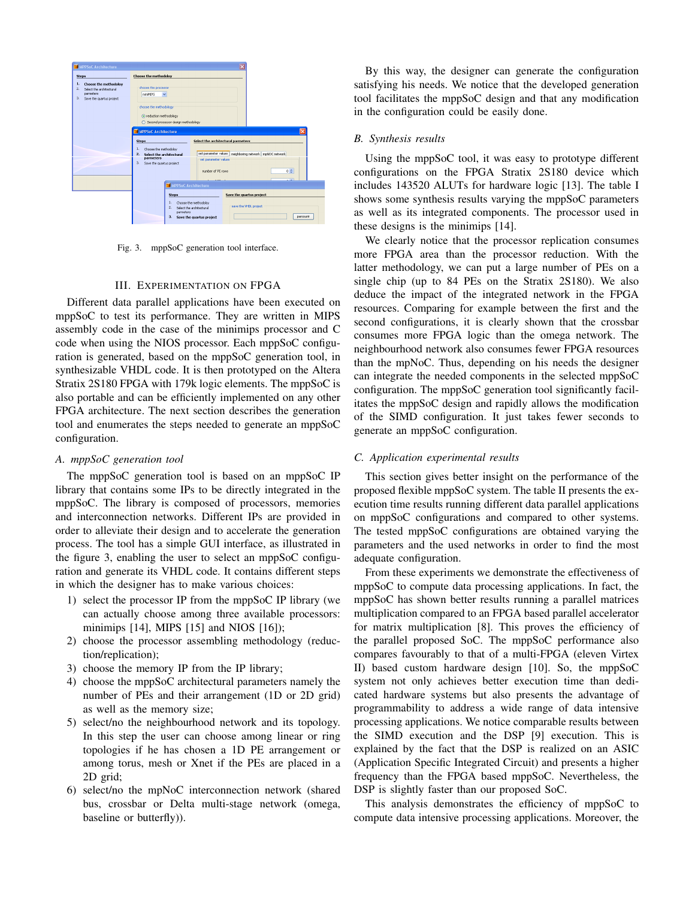Fig. 3. mppSoC generation tool interface.

## III. Experimentation on FPGA

Different data parallel applications have been executed on mppSoC to test its performance. They are written in MIPS assembly code in the case of the minimips processor and C code when using the NIOS processor. Each mppSoC configuration is generated, based on the mppSoC generation tool, in synthesizable VHDL code. It is then prototyped on the Altera Stratix 2S180 FPGA with 179k logic elements. The mppSoC is also portable and can be efficiently implemented on any other FPGA architecture. The next section describes the generation tool and enumerates the steps needed to generate an mppSoC configuration.

### *A. mppSoC generation tool*

The mppSoC generation tool is based on an mppSoC IP library that contains some IPs to be directly integrated in the mppSoC. The library is composed of processors, memories and interconnection networks. Different IPs are provided in order to alleviate their design and to accelerate the generation process. The tool has a simple GUI interface, as illustrated in the figure 3, enabling the user to select an mppSoC configuration and generate its VHDL code. It contains different steps in which the designer has to make various choices:

1) select the processor IP from the mppSoC IP library (we can actually choose among three available processors: minimips [14], MIPS [15] and NIOS [16]);
2) choose the processor assembling methodology (reduction/replication);
3) choose the memory IP from the IP library;
4) choose the mppSoC architectural parameters namely the number of PEs and their arrangement (1D or 2D grid) as well as the memory size;
5) select/no the neighbourhood network and its topology. In this step the user can choose among linear or ring topologies if he has chosen a 1D PE arrangement or among torus, mesh or Xnet if the PEs are placed in a 2D grid;
6) select/no the mpNoC interconnection network (shared bus, crossbar or Delta multi-stage network (omega, baseline or butterfly)).

By this way, the designer can generate the configuration satisfying his needs. We notice that the developed generation tool facilitates the mppSoC design and that any modification in the configuration could be easily done.

### *B. Synthesis results*

Using the mppSoC tool, it was easy to prototype different configurations on the FPGA Stratix 2S180 device which includes 143520 ALUTs for hardware logic [13]. The table I shows some synthesis results varying the mppSoC parameters as well as its integrated components. The processor used in these designs is the minimips [14].

We clearly notice that the processor replication consumes more FPGA area than the processor reduction. With the latter methodology, we can put a large number of PEs on a single chip (up to 84 PEs on the Stratix 2S180). We also deduce the impact of the integrated network in the FPGA resources. Comparing for example between the first and the second configurations, it is clearly shown that the crossbar consumes more FPGA logic than the omega network. The neighbourhood network also consumes fewer FPGA resources than the mpNoC. Thus, depending on his needs the designer can integrate the needed components in the selected mppSoC configuration. The mppSoC generation tool significantly facilitates the mppSoC design and rapidly allows the modification of the SIMD configuration. It just takes fewer seconds to generate an mppSoC configuration.

### *C. Application experimental results*

This section gives better insight on the performance of the proposed flexible mppSoC system. The table II presents the execution time results running different data parallel applications on mppSoC configurations and compared to other systems. The tested mppSoC configurations are obtained varying the parameters and the used networks in order to find the most adequate configuration.

From these experiments we demonstrate the effectiveness of mppSoC to compute data processing applications. In fact, the mppSoC has shown better results running a parallel matrices multiplication compared to an FPGA based parallel accelerator for matrix multiplication [8]. This proves the efficiency of the parallel proposed SoC. The mppSoC performance also compares favourably to that of a multi-FPGA (eleven Virtex II) based custom hardware design [10]. So, the mppSoC system not only achieves better execution time than dedicated hardware systems but also presents the advantage of programmability to address a wide range of data intensive processing applications. We notice comparable results between the SIMD execution and the DSP [9] execution. This is explained by the fact that the DSP is realized on an ASIC (Application Specific Integrated Circuit) and presents a higher frequency than the FPGA based mppSoC. Nevertheless, the DSP is slightly faster than our proposed SoC.

This analysis demonstrates the efficiency of mppSoC to compute data intensive processing applications. Moreover, the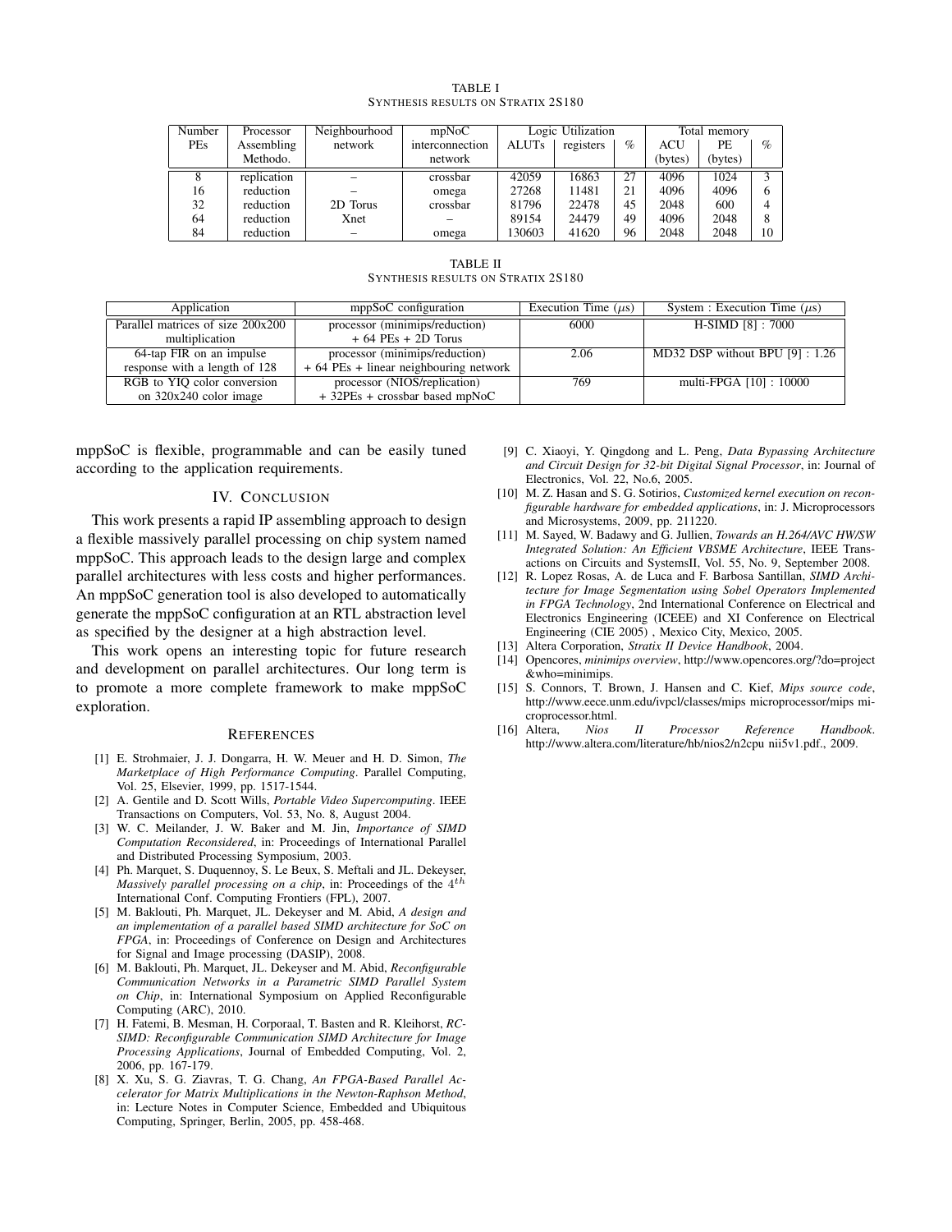TABLE I
SYNTHESIS RESULTS ON STRATIX 2S180

| Number PEs | Processor Assembling Methodo. | Neighbourhood network | mpNoC interconnection network | Logic Utilization | | | Total memory | | |
|---|---|---|---|---|---|---|---|---|---|
| | | | | ALUTs | registers | % | ACU (bytes) | PE (bytes) | % |
| 8 | replication | – | crossbar | 42059 | 16863 | 27 | 4096 | 1024 | 3 |
| 16 | reduction | – | omega | 27268 | 11481 | 21 | 4096 | 4096 | 6 |
| 32 | reduction | 2D Torus | crossbar | 81796 | 22478 | 45 | 2048 | 600 | 4 |
| 64 | reduction | Xnet | – | 89154 | 24479 | 49 | 4096 | 2048 | 8 |
| 84 | reduction | – | omega | 130603 | 41620 | 96 | 2048 | 2048 | 10 |

TABLE II
SYNTHESIS RESULTS ON STRATIX 2S180

| Application | mppSoC configuration | Execution Time ($\mu$s) | System : Execution Time ($\mu$s) |
|---|---|---|---|
| Parallel matrices of size 200x200 multiplication | processor (minimips/reduction) + 64 PEs + 2D Torus | 6000 | H-SIMD [8] : 7000 |
| 64-tap FIR on an impulse response with a length of 128 | processor (minimips/reduction) + 64 PEs + linear neighbouring network | 2.06 | MD32 DSP without BPU [9] : 1.26 |
| RGB to YIQ color conversion on 320x240 color image | processor (NIOS/replication) + 32PEs + crossbar based mpNoC | 769 | multi-FPGA [10] : 10000 |

mppSoC is flexible, programmable and can be easily tuned according to the application requirements.

## IV. CONCLUSION

This work presents a rapid IP assembling approach to design a flexible massively parallel processing on chip system named mppSoC. This approach leads to the design large and complex parallel architectures with less costs and higher performances. An mppSoC generation tool is also developed to automatically generate the mppSoC configuration at an RTL abstraction level as specified by the designer at a high abstraction level.

This work opens an interesting topic for future research and development on parallel architectures. Our long term is to promote a more complete framework to make mppSoC exploration.

## REFERENCES

[1] E. Strohmaier, J. J. Dongarra, H. W. Meuer and H. D. Simon, *The Marketplace of High Performance Computing*. Parallel Computing, Vol. 25, Elsevier, 1999, pp. 1517-1544.

[2] A. Gentile and D. Scott Wills, *Portable Video Supercomputing*. IEEE Transactions on Computers, Vol. 53, No. 8, August 2004.

[3] W. C. Meilander, J. W. Baker and M. Jin, *Importance of SIMD Computation Reconsidered*, in: Proceedings of International Parallel and Distributed Processing Symposium, 2003.

[4] Ph. Marquet, S. Duquennoy, S. Le Beux, S. Meftali and JL. Dekeyser, *Massively parallel processing on a chip*, in: Proceedings of the $4^{th}$ International Conf. Computing Frontiers (FPL), 2007.

[5] M. Baklouti, Ph. Marquet, JL. Dekeyser and M. Abid, *A design and an implementation of a parallel based SIMD architecture for SoC on FPGA*, in: Proceedings of Conference on Design and Architectures for Signal and Image processing (DASIP), 2008.

[6] M. Baklouti, Ph. Marquet, JL. Dekeyser and M. Abid, *Reconfigurable Communication Networks in a Parametric SIMD Parallel System on Chip*, in: International Symposium on Applied Reconfigurable Computing (ARC), 2010.

[7] H. Fatemi, B. Mesman, H. Corporaal, T. Basten and R. Kleihorst, *RC-SIMD: Reconfigurable Communication SIMD Architecture for Image Processing Applications*, Journal of Embedded Computing, Vol. 2, 2006, pp. 167-179.

[8] X. Xu, S. G. Ziavras, T. G. Chang, *An FPGA-Based Parallel Accelerator for Matrix Multiplications in the Newton-Raphson Method*, in: Lecture Notes in Computer Science, Embedded and Ubiquitous Computing, Springer, Berlin, 2005, pp. 458-468.

[9] C. Xiaoyi, Y. Qingdong and L. Peng, *Data Bypassing Architecture and Circuit Design for 32-bit Digital Signal Processor*, in: Journal of Electronics, Vol. 22, No.6, 2005.

[10] M. Z. Hasan and S. G. Sotirios, *Customized kernel execution on reconfigurable hardware for embedded applications*, in: J. Microprocessors and Microsystems, 2009, pp. 211220.

[11] M. Sayed, W. Badawy and G. Jullien, *Towards an H.264/AVC HW/SW Integrated Solution: An Efficient VBSME Architecture*, IEEE Transactions on Circuits and SystemsII, Vol. 55, No. 9, September 2008.

[12] R. Lopez Rosas, A. de Luca and F. Barbosa Santillan, *SIMD Architecture for Image Segmentation using Sobel Operators Implemented in FPGA Technology*, 2nd International Conference on Electrical and Electronics Engineering (ICEEE) and XI Conference on Electrical Engineering (CIE 2005) , Mexico City, Mexico, 2005.

[13] Altera Corporation, *Stratix II Device Handbook*, 2004.

[14] Opencores, *minimips overview*, http://www.opencores.org/?do=project&who=minimips.

[15] S. Connors, T. Brown, J. Hansen and C. Kief, *Mips source code*, http://www.eece.unm.edu/ivpcl/classes/mips microprocessor/mips microprocessor.html.

[16] Altera, *Nios II Processor Reference Handbook*. http://www.altera.com/literature/hb/nios2/n2cpu nii5v1.pdf., 2009.